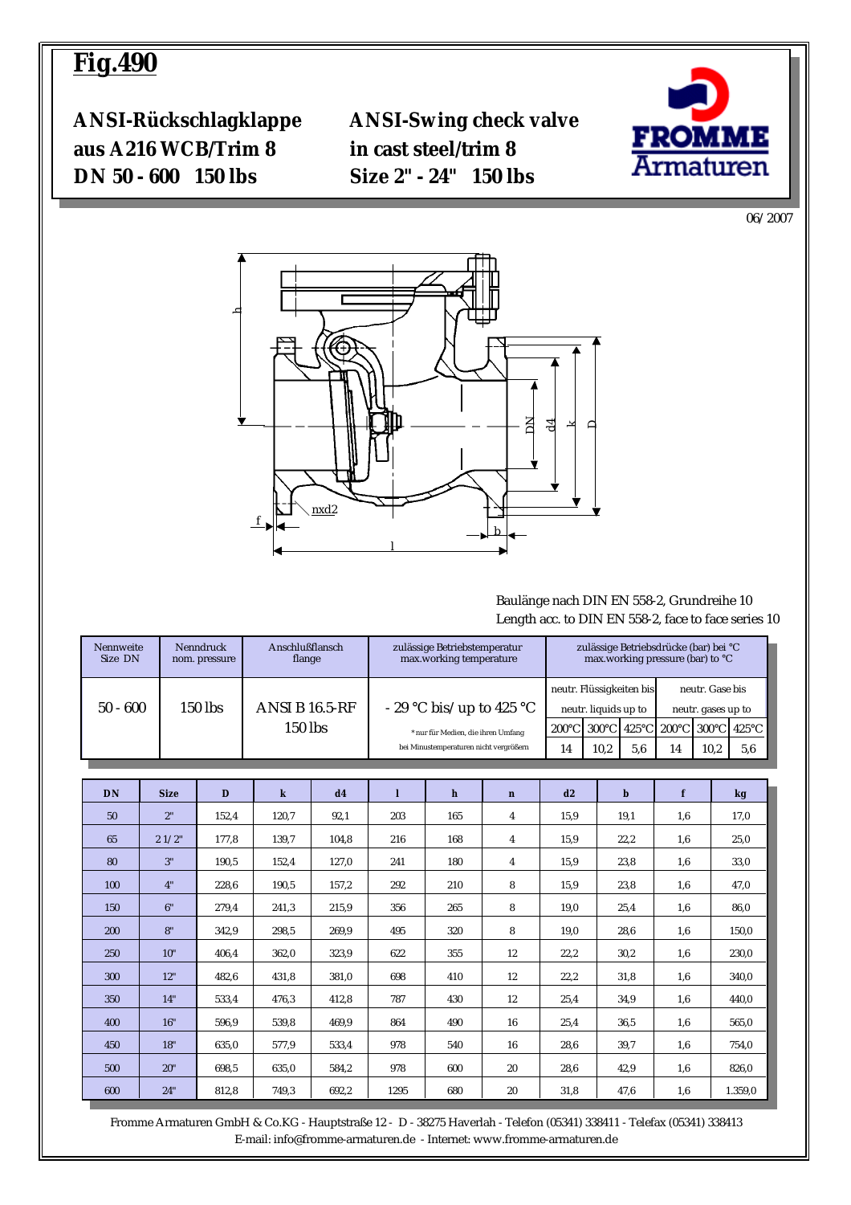# Fig.490

**ANSI-Rückschlagklappe aus A216 WCB/Trim 8 DN 50 - 600 150 lbs**

**ANSI-Swing check valve in cast steel/trim 8 Size 2" - 24" 150 lbs**

FROMME Armaturen

06/2007

Baulänge nach DIN EN 558-2, Grundreihe 10
Length acc. to DIN EN 558-2, face to face series 10

| Nennweite Size DN | Nenndruck nom. pressure | Anschlußflansch flange | zulässige Betriebstemperatur max.working temperature | zulässige Betriebsdrücke (bar) bei °C max.working pressure (bar) to °C | | | | | |
|---|---|---|---|---|---|---|---|---|---|
| | | | | neutr. Flüssigkeiten bis neutr. liquids up to | | | neutr. Gase bis neutr. gases up to | | |
| | | | | 200°C | 300°C | 425°C | 200°C | 300°C | 425°C |
| 50 - 600 | 150 lbs | ANSI B 16.5-RF 150 lbs | - 29 °C bis/ up to 425 °C (* nur für Medien, die ihren Umfang bei Minustemperaturen nicht vergrößern) | 14 | 10,2 | 5,6 | 14 | 10,2 | 5,6 |

| DN | Size | D | k | d4 | l | h | n | d2 | b | f | kg |
|---|---|---|---|---|---|---|---|---|---|---|---|
| 50 | 2" | 152,4 | 120,7 | 92,1 | 203 | 165 | 4 | 15,9 | 19,1 | 1,6 | 17,0 |
| 65 | 2 1/2" | 177,8 | 139,7 | 104,8 | 216 | 168 | 4 | 15,9 | 22,2 | 1,6 | 25,0 |
| 80 | 3" | 190,5 | 152,4 | 127,0 | 241 | 180 | 4 | 15,9 | 23,8 | 1,6 | 33,0 |
| 100 | 4" | 228,6 | 190,5 | 157,2 | 292 | 210 | 8 | 15,9 | 23,8 | 1,6 | 47,0 |
| 150 | 6" | 279,4 | 241,3 | 215,9 | 356 | 265 | 8 | 19,0 | 25,4 | 1,6 | 86,0 |
| 200 | 8" | 342,9 | 298,5 | 269,9 | 495 | 320 | 8 | 19,0 | 28,6 | 1,6 | 150,0 |
| 250 | 10" | 406,4 | 362,0 | 323,9 | 622 | 355 | 12 | 22,2 | 30,2 | 1,6 | 230,0 |
| 300 | 12" | 482,6 | 431,8 | 381,0 | 698 | 410 | 12 | 22,2 | 31,8 | 1,6 | 340,0 |
| 350 | 14" | 533,4 | 476,3 | 412,8 | 787 | 430 | 12 | 25,4 | 34,9 | 1,6 | 440,0 |
| 400 | 16" | 596,9 | 539,8 | 469,9 | 864 | 490 | 16 | 25,4 | 36,5 | 1,6 | 565,0 |
| 450 | 18" | 635,0 | 577,9 | 533,4 | 978 | 540 | 16 | 28,6 | 39,7 | 1,6 | 754,0 |
| 500 | 20" | 698,5 | 635,0 | 584,2 | 978 | 600 | 20 | 28,6 | 42,9 | 1,6 | 826,0 |
| 600 | 24" | 812,8 | 749,3 | 692,2 | 1295 | 680 | 20 | 31,8 | 47,6 | 1,6 | 1.359,0 |

Fromme Armaturen GmbH & Co.KG - Hauptstraße 12 - D - 38275 Haverlah - Telefon (05341) 338411 - Telefax (05341) 338413
E-mail: info@fromme-armaturen.de - Internet: www.fromme-armaturen.de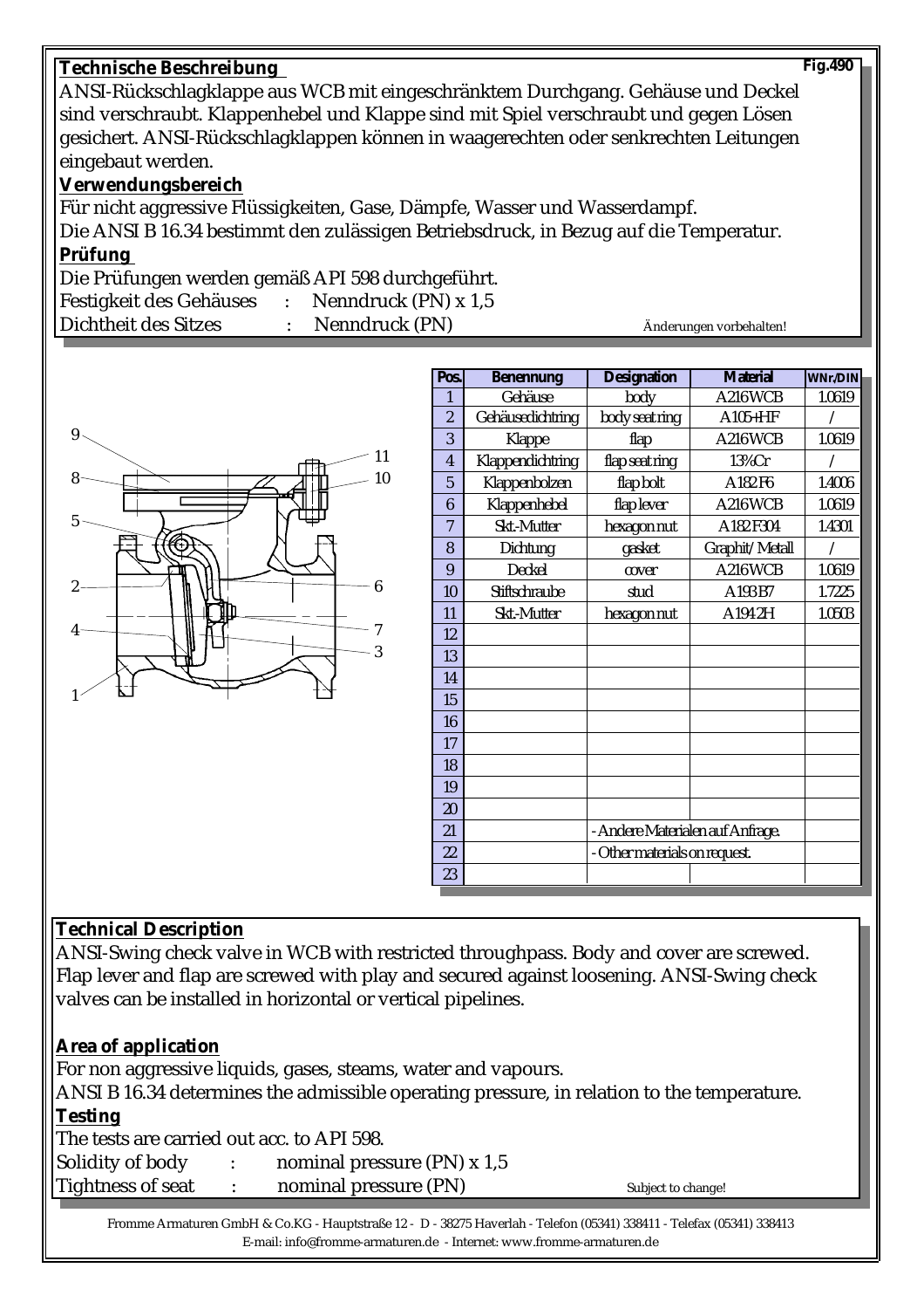## Technische Beschreibung

**Fig.490**

ANSI-Rückschlagklappe aus WCB mit eingeschränktem Durchgang. Gehäuse und Deckel sind verschraubt. Klappenhebel und Klappe sind mit Spiel verschraubt und gegen Lösen gesichert. ANSI-Rückschlagklappen können in waagerechten oder senkrechten Leitungen eingebaut werden.

## Verwendungsbereich

Für nicht aggressive Flüssigkeiten, Gase, Dämpfe, Wasser und Wasserdampf.
Die ANSI B 16.34 bestimmt den zulässigen Betriebsdruck, in Bezug auf die Temperatur.

## Prüfung

Die Prüfungen werden gemäß API 598 durchgeführt.

Festigkeit des Gehäuses : Nenndruck (PN) x 1,5
Dichtheit des Sitzes : Nenndruck (PN)

Änderungen vorbehalten!

9
8
5
2
4
1
11
10
6
7
3

| Pos. | Benennung | Designation | Material | WNr./DIN |
|---|---|---|---|---|
| 1 | Gehäuse | body | A216WCB | 1.0619 |
| 2 | Gehäusedichtring | body seat ring | A105+HF | / |
| 3 | Klappe | flap | A216WCB | 1.0619 |
| 4 | Klappendichtring | flap seat ring | 13%Cr | / |
| 5 | Klappenbolzen | flap bolt | A182F6 | 1.4006 |
| 6 | Klappenhebel | flap lever | A216WCB | 1.0619 |
| 7 | Skt.-Mutter | hexagon nut | A182F304 | 1.4301 |
| 8 | Dichtung | gasket | Graphit/Metall | / |
| 9 | Deckel | cover | A216WCB | 1.0619 |
| 10 | Stiftschraube | stud | A193B7 | 1.7225 |
| 11 | Skt.-Mutter | hexagon nut | A194 2H | 1.0503 |
| 12 | | | | |
| 13 | | | | |
| 14 | | | | |
| 15 | | | | |
| 16 | | | | |
| 17 | | | | |
| 18 | | | | |
| 19 | | | | |
| 20 | | | | |
| 21 | | - Andere Materialen auf Anfrage. | | |
| 22 | | - Other materials on request. | | |
| 23 | | | | |

## Technical Description

ANSI-Swing check valve in WCB with restricted throughpass. Body and cover are screwed. Flap lever and flap are screwed with play and secured against loosening. ANSI-Swing check valves can be installed in horizontal or vertical pipelines.

## Area of application

For non aggressive liquids, gases, steams, water and vapours.
ANSI B 16.34 determines the admissible operating pressure, in relation to the temperature.

## Testing

The tests are carried out acc. to API 598.

Solidity of body : nominal pressure (PN) x 1,5
Tightness of seat : nominal pressure (PN)

Subject to change!

Fromme Armaturen GmbH & Co.KG - Hauptstraße 12 - D - 38275 Haverlah - Telefon (05341) 338411 - Telefax (05341) 338413
E-mail: info@fromme-armaturen.de - Internet: www.fromme-armaturen.de